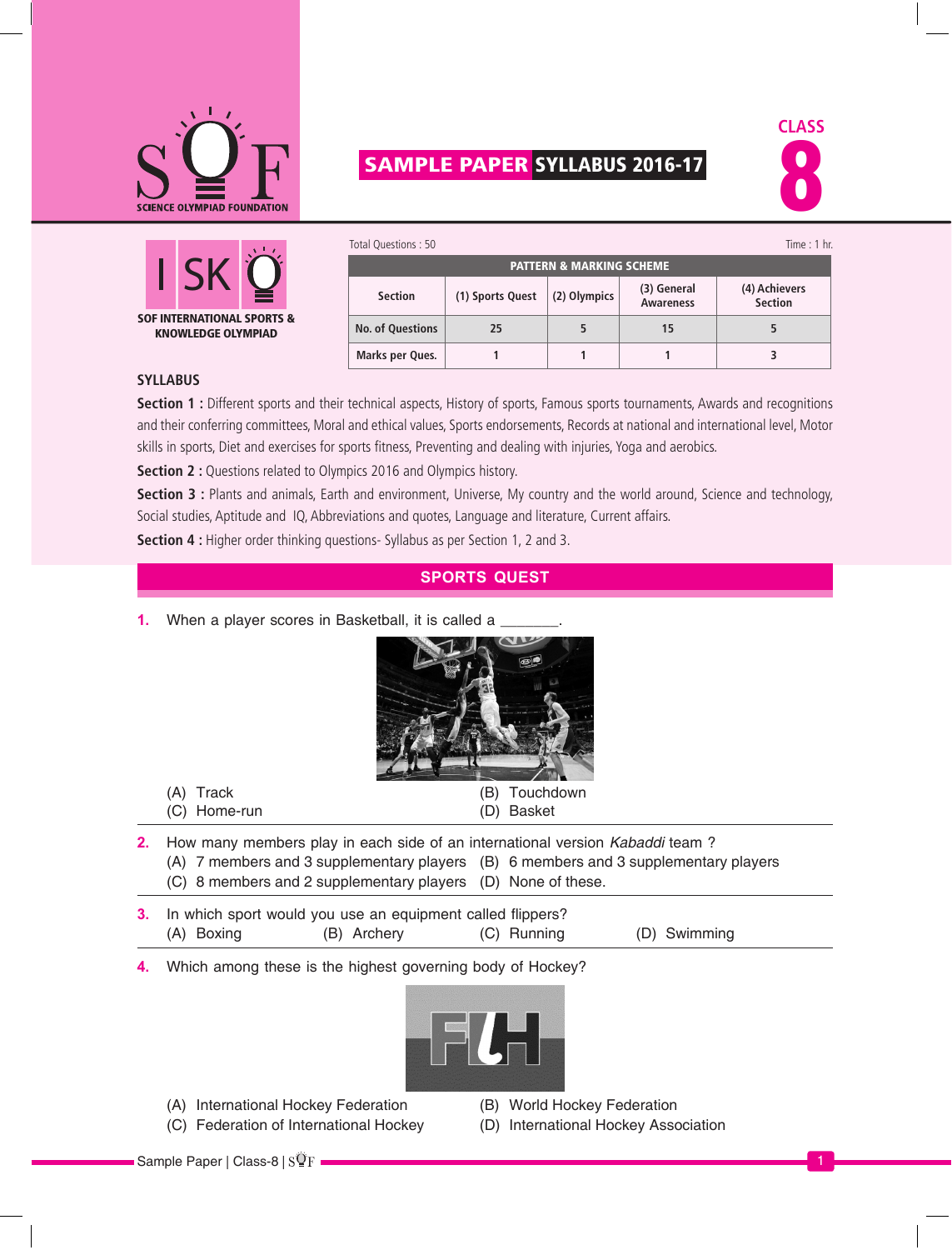# SOF — SCIENCE OLYMPIAD FOUNDATION

## SAMPLE PAPER SYLLABUS 2016-17

**CLASS 8**

**ISKO — SOF INTERNATIONAL SPORTS & KNOWLEDGE OLYMPIAD**

Total Questions : 50 — Time : 1 hr.

| PATTERN & MARKING SCHEME | | | | |
|---|---|---|---|---|
| Section | (1) Sports Quest | (2) Olympics | (3) General Awareness | (4) Achievers Section |
| No. of Questions | 25 | 5 | 15 | 5 |
| Marks per Ques. | 1 | 1 | 1 | 3 |

### SYLLABUS

**Section 1 :** Different sports and their technical aspects, History of sports, Famous sports tournaments, Awards and recognitions and their conferring committees, Moral and ethical values, Sports endorsements, Records at national and international level, Motor skills in sports, Diet and exercises for sports fitness, Preventing and dealing with injuries, Yoga and aerobics.

**Section 2 :** Questions related to Olympics 2016 and Olympics history.

**Section 3 :** Plants and animals, Earth and environment, Universe, My country and the world around, Science and technology, Social studies, Aptitude and IQ, Abbreviations and quotes, Language and literature, Current affairs.

**Section 4 :** Higher order thinking questions- Syllabus as per Section 1, 2 and 3.

## SPORTS QUEST

**1.** When a player scores in Basketball, it is called a _______.

(A) Track  
(B) Touchdown  
(C) Home-run  
(D) Basket

**2.** How many members play in each side of an international version *Kabaddi* team ?

(A) 7 members and 3 supplementary players  
(B) 6 members and 3 supplementary players  
(C) 8 members and 2 supplementary players  
(D) None of these.

**3.** In which sport would you use an equipment called flippers?

(A) Boxing  
(B) Archery  
(C) Running  
(D) Swimming

**4.** Which among these is the highest governing body of Hockey?

(A) International Hockey Federation  
(B) World Hockey Federation  
(C) Federation of International Hockey  
(D) International Hockey Association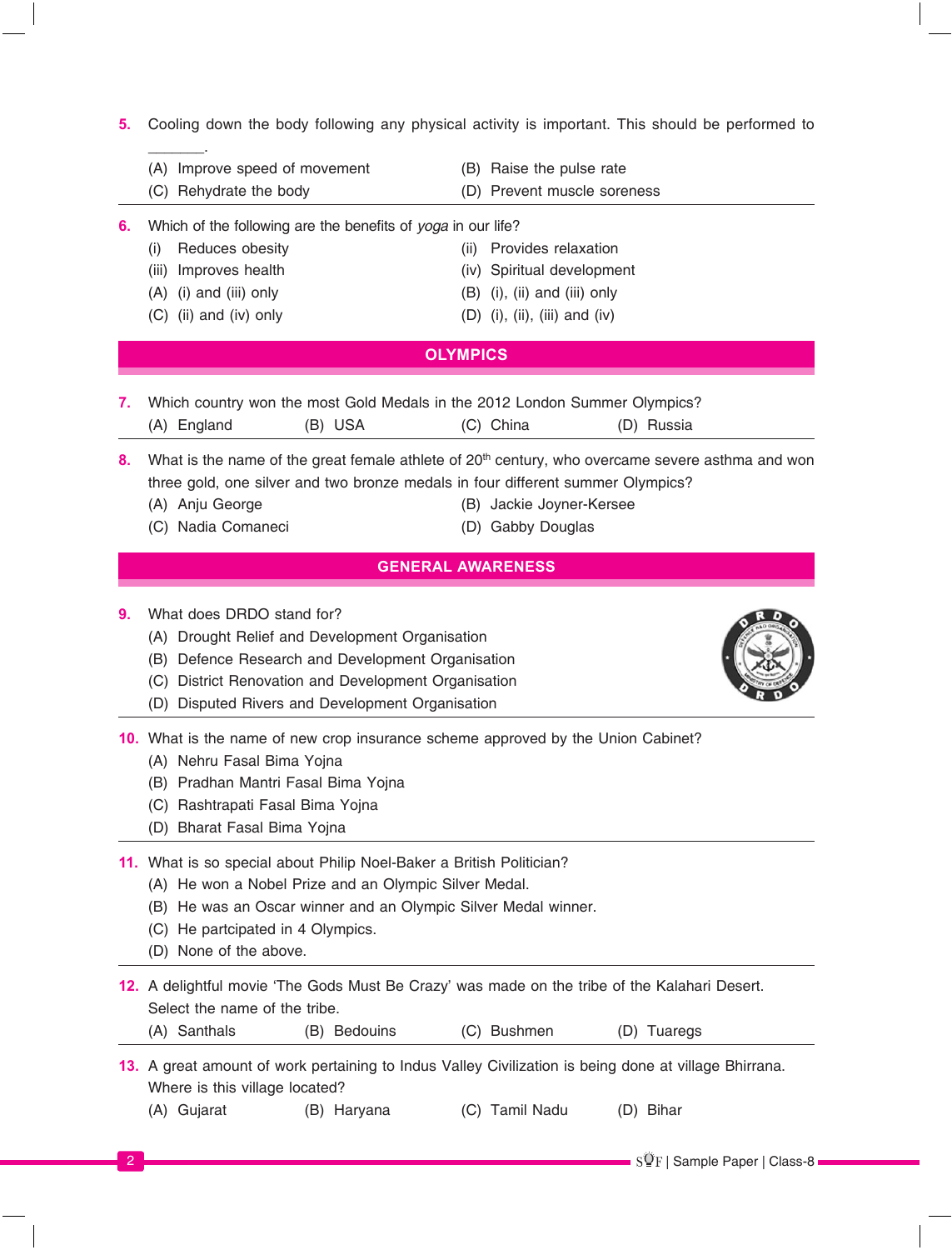**5.** Cooling down the body following any physical activity is important. This should be performed to _______.

(A) Improve speed of movement
(B) Raise the pulse rate
(C) Rehydrate the body
(D) Prevent muscle soreness

**6.** Which of the following are the benefits of *yoga* in our life?

(i) Reduces obesity
(ii) Provides relaxation
(iii) Improves health
(iv) Spiritual development

(A) (i) and (iii) only
(B) (i), (ii) and (iii) only
(C) (ii) and (iv) only
(D) (i), (ii), (iii) and (iv)

## OLYMPICS

**7.** Which country won the most Gold Medals in the 2012 London Summer Olympics?

(A) England (B) USA (C) China (D) Russia

**8.** What is the name of the great female athlete of 20th century, who overcame severe asthma and won three gold, one silver and two bronze medals in four different summer Olympics?

(A) Anju George
(B) Jackie Joyner-Kersee
(C) Nadia Comaneci
(D) Gabby Douglas

## GENERAL AWARENESS

**9.** What does DRDO stand for?

(A) Drought Relief and Development Organisation
(B) Defence Research and Development Organisation
(C) District Renovation and Development Organisation
(D) Disputed Rivers and Development Organisation

**10.** What is the name of new crop insurance scheme approved by the Union Cabinet?

(A) Nehru Fasal Bima Yojna
(B) Pradhan Mantri Fasal Bima Yojna
(C) Rashtrapati Fasal Bima Yojna
(D) Bharat Fasal Bima Yojna

**11.** What is so special about Philip Noel-Baker a British Politician?

(A) He won a Nobel Prize and an Olympic Silver Medal.
(B) He was an Oscar winner and an Olympic Silver Medal winner.
(C) He partcipated in 4 Olympics.
(D) None of the above.

**12.** A delightful movie 'The Gods Must Be Crazy' was made on the tribe of the Kalahari Desert. Select the name of the tribe.

(A) Santhals (B) Bedouins (C) Bushmen (D) Tuaregs

**13.** A great amount of work pertaining to Indus Valley Civilization is being done at village Bhirrana. Where is this village located?

(A) Gujarat (B) Haryana (C) Tamil Nadu (D) Bihar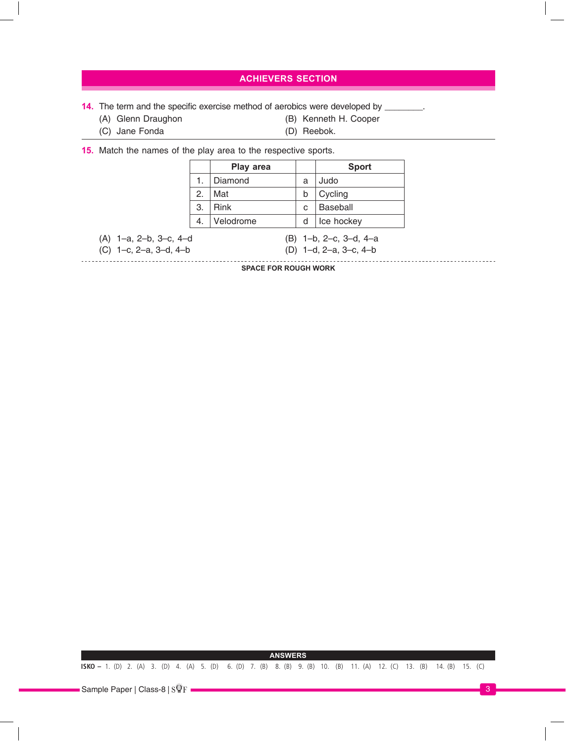## ACHIEVERS SECTION

**14.** The term and the specific exercise method of aerobics were developed by ________.

(A) Glenn Draughon
(B) Kenneth H. Cooper
(C) Jane Fonda
(D) Reebok.

**15.** Match the names of the play area to the respective sports.

| | Play area | | Sport |
|---|---|---|---|
| 1. | Diamond | a | Judo |
| 2. | Mat | b | Cycling |
| 3. | Rink | c | Baseball |
| 4. | Velodrome | d | Ice hockey |

(A) 1–a, 2–b, 3–c, 4–d
(B) 1–b, 2–c, 3–d, 4–a
(C) 1–c, 2–a, 3–d, 4–b
(D) 1–d, 2–a, 3–c, 4–b

**SPACE FOR ROUGH WORK**

**ANSWERS**

**ISKO –** 1. (D) 2. (A) 3. (D) 4. (A) 5. (D) 6. (D) 7. (B) 8. (B) 9. (B) 10. (B) 11. (A) 12. (C) 13. (B) 14. (B) 15. (C)